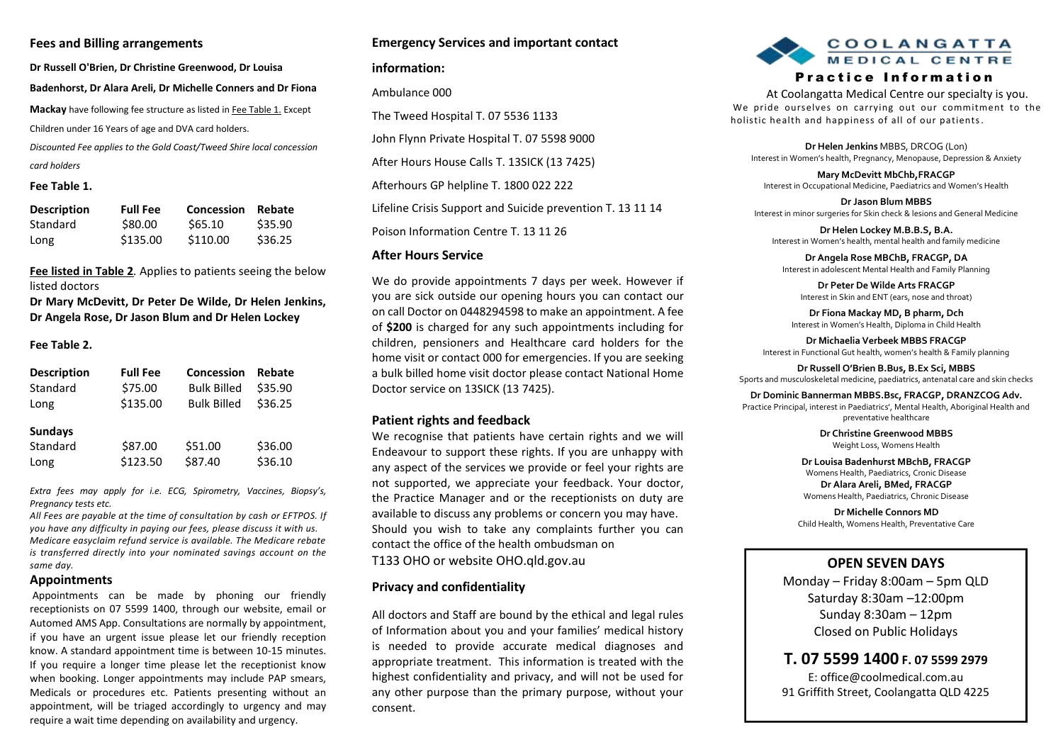## Fees and Billing arrangements

**Dr Russell O'Brien, Dr Christine Greenwood, Dr Louisa Badenhorst, Dr Alara Areli, Dr Michelle Conners and Dr Fiona Mackay** have following fee structure as listed in Fee Table 1. Except Children under 16 Years of age and DVA card holders.

*Discounted Fee applies to the Gold Coast/Tweed Shire local concession card holders*

**Fee Table 1.**

| Description | Full Fee | Concession | Rebate |
|---|---|---|---|
| Standard | $80.00 | $65.10 | $35.90 |
| Long | $135.00 | $110.00 | $36.25 |

**Fee listed in Table 2**. Applies to patients seeing the below listed doctors

**Dr Mary McDevitt, Dr Peter De Wilde, Dr Helen Jenkins, Dr Angela Rose, Dr Jason Blum and Dr Helen Lockey**

**Fee Table 2.**

| Description | Full Fee | Concession | Rebate |
|---|---|---|---|
| Standard | $75.00 | Bulk Billed | $35.90 |
| Long | $135.00 | Bulk Billed | $36.25 |
| **Sundays** | | | |
| Standard | $87.00 | $51.00 | $36.00 |
| Long | $123.50 | $87.40 | $36.10 |

*Extra fees may apply for i.e. ECG, Spirometry, Vaccines, Biopsy's, Pregnancy tests etc.*

*All Fees are payable at the time of consultation by cash or EFTPOS. If you have any difficulty in paying our fees, please discuss it with us. Medicare easyclaim refund service is available. The Medicare rebate is transferred directly into your nominated savings account on the same day.*

## Appointments

Appointments can be made by phoning our friendly receptionists on 07 5599 1400, through our website, email or Automed AMS App. Consultations are normally by appointment, if you have an urgent issue please let our friendly reception know. A standard appointment time is between 10-15 minutes. If you require a longer time please let the receptionist know when booking. Longer appointments may include PAP smears, Medicals or procedures etc. Patients presenting without an appointment, will be triaged accordingly to urgency and may require a wait time depending on availability and urgency.

## Emergency Services and important contact information:

Ambulance 000

The Tweed Hospital T. 07 5536 1133

John Flynn Private Hospital T. 07 5598 9000

After Hours House Calls T. 13SICK (13 7425)

Afterhours GP helpline T. 1800 022 222

Lifeline Crisis Support and Suicide prevention T. 13 11 14

Poison Information Centre T. 13 11 26

## After Hours Service

We do provide appointments 7 days per week. However if you are sick outside our opening hours you can contact our on call Doctor on 0448294598 to make an appointment. A fee of **$200** is charged for any such appointments including for children, pensioners and Healthcare card holders for the home visit or contact 000 for emergencies. If you are seeking a bulk billed home visit doctor please contact National Home Doctor service on 13SICK (13 7425).

## Patient rights and feedback

We recognise that patients have certain rights and we will Endeavour to support these rights. If you are unhappy with any aspect of the services we provide or feel your rights are not supported, we appreciate your feedback. Your doctor, the Practice Manager and or the receptionists on duty are available to discuss any problems or concern you may have. Should you wish to take any complaints further you can contact the office of the health ombudsman on T133 OHO or website OHO.qld.gov.au

## Privacy and confidentiality

All doctors and Staff are bound by the ethical and legal rules of Information about you and your families' medical history is needed to provide accurate medical diagnoses and appropriate treatment. This information is treated with the highest confidentiality and privacy, and will not be used for any other purpose than the primary purpose, without your consent.

# COOLANGATTA MEDICAL CENTRE

## Practice Information

At Coolangatta Medical Centre our specialty is you. We pride ourselves on carrying out our commitment to the holistic health and happiness of all of our patients.

**Dr Helen Jenkins** MBBS, DRCOG (Lon)
Interest in Women's health, Pregnancy, Menopause, Depression & Anxiety

**Mary McDevitt MbChb,FRACGP**
Interest in Occupational Medicine, Paediatrics and Women's Health

**Dr Jason Blum MBBS**
Interest in minor surgeries for Skin check & lesions and General Medicine

**Dr Helen Lockey M.B.B.S, B.A.**
Interest in Women's health, mental health and family medicine

**Dr Angela Rose MBChB, FRACGP, DA**
Interest in adolescent Mental Health and Family Planning

**Dr Peter De Wilde Arts FRACGP**
Interest in Skin and ENT (ears, nose and throat)

**Dr Fiona Mackay MD, B pharm, Dch**
Interest in Women's Health, Diploma in Child Health

**Dr Michaelia Verbeek MBBS FRACGP**
Interest in Functional Gut health, women's health & Family planning

**Dr Russell O'Brien B.Bus, B.Ex Sci, MBBS**
Sports and musculoskeletal medicine, paediatrics, antenatal care and skin checks

**Dr Dominic Bannerman MBBS.Bsc, FRACGP, DRANZCOG Adv.**
Practice Principal, interest in Paediatrics', Mental Health, Aboriginal Health and preventative healthcare

**Dr Christine Greenwood MBBS**
Weight Loss, Womens Health

**Dr Louisa Badenhurst MBchB, FRACGP**
Womens Health, Paediatrics, Cronic Disease

**Dr Alara Areli, BMed, FRACGP**
Womens Health, Paediatrics, Chronic Disease

**Dr Michelle Connors MD**
Child Health, Womens Health, Preventative Care

## OPEN SEVEN DAYS

Monday – Friday 8:00am – 5pm QLD
Saturday 8:30am –12:00pm
Sunday 8:30am – 12pm
Closed on Public Holidays

**T. 07 5599 1400 F. 07 5599 2979**

E: office@coolmedical.com.au
91 Griffith Street, Coolangatta QLD 4225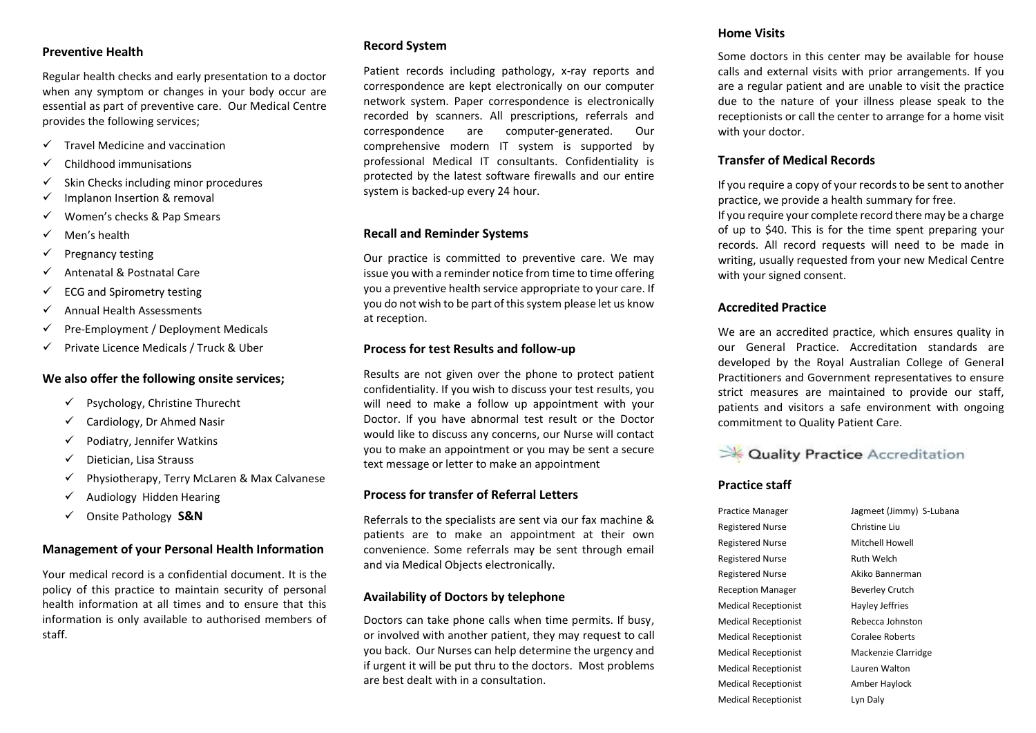## Preventive Health

Regular health checks and early presentation to a doctor when any symptom or changes in your body occur are essential as part of preventive care. Our Medical Centre provides the following services;

- ✓ Travel Medicine and vaccination
- ✓ Childhood immunisations
- ✓ Skin Checks including minor procedures
- ✓ Implanon Insertion & removal
- ✓ Women's checks & Pap Smears
- ✓ Men's health
- ✓ Pregnancy testing
- ✓ Antenatal & Postnatal Care
- ✓ ECG and Spirometry testing
- ✓ Annual Health Assessments
- ✓ Pre-Employment / Deployment Medicals
- ✓ Private Licence Medicals / Truck & Uber

## We also offer the following onsite services;

- ✓ Psychology, Christine Thurecht
- ✓ Cardiology, Dr Ahmed Nasir
- ✓ Podiatry, Jennifer Watkins
- ✓ Dietician, Lisa Strauss
- ✓ Physiotherapy, Terry McLaren & Max Calvanese
- ✓ Audiology Hidden Hearing
- ✓ Onsite Pathology **S&N**

## Management of your Personal Health Information

Your medical record is a confidential document. It is the policy of this practice to maintain security of personal health information at all times and to ensure that this information is only available to authorised members of staff.

## Record System

Patient records including pathology, x-ray reports and correspondence are kept electronically on our computer network system. Paper correspondence is electronically recorded by scanners. All prescriptions, referrals and correspondence are computer-generated. Our comprehensive modern IT system is supported by professional Medical IT consultants. Confidentiality is protected by the latest software firewalls and our entire system is backed-up every 24 hour.

## Recall and Reminder Systems

Our practice is committed to preventive care. We may issue you with a reminder notice from time to time offering you a preventive health service appropriate to your care. If you do not wish to be part of this system please let us know at reception.

## Process for test Results and follow-up

Results are not given over the phone to protect patient confidentiality. If you wish to discuss your test results, you will need to make a follow up appointment with your Doctor. If you have abnormal test result or the Doctor would like to discuss any concerns, our Nurse will contact you to make an appointment or you may be sent a secure text message or letter to make an appointment

## Process for transfer of Referral Letters

Referrals to the specialists are sent via our fax machine & patients are to make an appointment at their own convenience. Some referrals may be sent through email and via Medical Objects electronically.

## Availability of Doctors by telephone

Doctors can take phone calls when time permits. If busy, or involved with another patient, they may request to call you back. Our Nurses can help determine the urgency and if urgent it will be put thru to the doctors. Most problems are best dealt with in a consultation.

## Home Visits

Some doctors in this center may be available for house calls and external visits with prior arrangements. If you are a regular patient and are unable to visit the practice due to the nature of your illness please speak to the receptionists or call the center to arrange for a home visit with your doctor.

## Transfer of Medical Records

If you require a copy of your records to be sent to another practice, we provide a health summary for free.
If you require your complete record there may be a charge of up to $40. This is for the time spent preparing your records. All record requests will need to be made in writing, usually requested from your new Medical Centre with your signed consent.

## Accredited Practice

We are an accredited practice, which ensures quality in our General Practice. Accreditation standards are developed by the Royal Australian College of General Practitioners and Government representatives to ensure strict measures are maintained to provide our staff, patients and visitors a safe environment with ongoing commitment to Quality Patient Care.

Quality Practice Accreditation

## Practice staff

| | |
|---|---|
| Practice Manager | Jagmeet (Jimmy) S-Lubana |
| Registered Nurse | Christine Liu |
| Registered Nurse | Mitchell Howell |
| Registered Nurse | Ruth Welch |
| Registered Nurse | Akiko Bannerman |
| Reception Manager | Beverley Crutch |
| Medical Receptionist | Hayley Jeffries |
| Medical Receptionist | Rebecca Johnston |
| Medical Receptionist | Coralee Roberts |
| Medical Receptionist | Mackenzie Clarridge |
| Medical Receptionist | Lauren Walton |
| Medical Receptionist | Amber Haylock |
| Medical Receptionist | Lyn Daly |